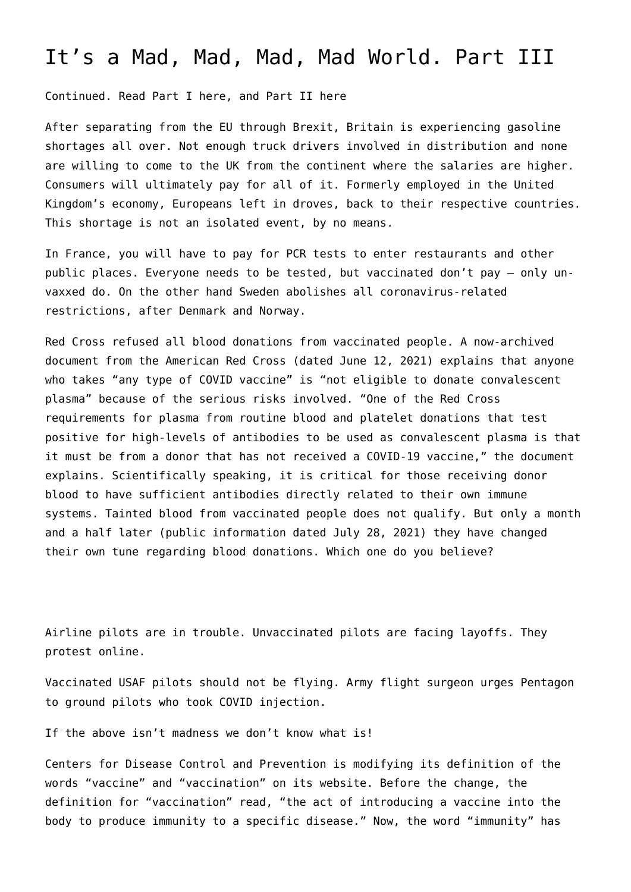# It’s a Mad, Mad, Mad, Mad World. Part III

Continued. Read Part I here, and Part II here

After separating from the EU through Brexit, Britain is experiencing gasoline shortages all over. Not enough truck drivers involved in distribution and none are willing to come to the UK from the continent where the salaries are higher. Consumers will ultimately pay for all of it. Formerly employed in the United Kingdom’s economy, Europeans left in droves, back to their respective countries. This shortage is not an isolated event, by no means.

In France, you will have to pay for PCR tests to enter restaurants and other public places. Everyone needs to be tested, but vaccinated don’t pay – only un-vaxxed do. On the other hand Sweden abolishes all coronavirus-related restrictions, after Denmark and Norway.

Red Cross refused all blood donations from vaccinated people. A now-archived document from the American Red Cross (dated June 12, 2021) explains that anyone who takes “any type of COVID vaccine” is “not eligible to donate convalescent plasma” because of the serious risks involved. “One of the Red Cross requirements for plasma from routine blood and platelet donations that test positive for high-levels of antibodies to be used as convalescent plasma is that it must be from a donor that has not received a COVID-19 vaccine,” the document explains. Scientifically speaking, it is critical for those receiving donor blood to have sufficient antibodies directly related to their own immune systems. Tainted blood from vaccinated people does not qualify. But only a month and a half later (public information dated July 28, 2021) they have changed their own tune regarding blood donations. Which one do you believe?

Airline pilots are in trouble. Unvaccinated pilots are facing layoffs. They protest online.

Vaccinated USAF pilots should not be flying. Army flight surgeon urges Pentagon to ground pilots who took COVID injection.

If the above isn’t madness we don’t know what is!

Centers for Disease Control and Prevention is modifying its definition of the words “vaccine” and “vaccination” on its website. Before the change, the definition for “vaccination” read, “the act of introducing a vaccine into the body to produce immunity to a specific disease.” Now, the word “immunity” has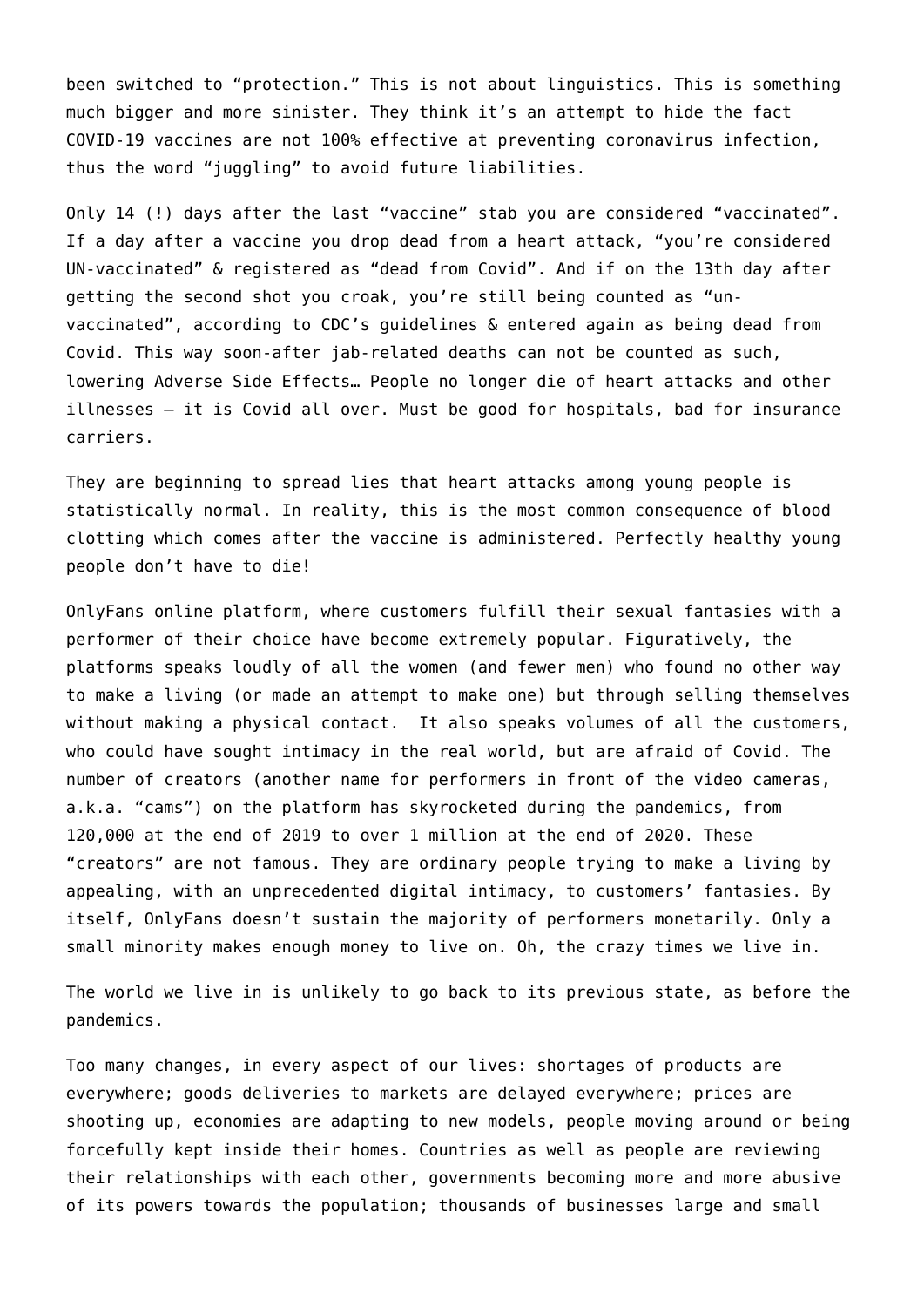been switched to "protection." This is not about linguistics. This is something much bigger and more sinister. They think it's an attempt to hide the fact COVID-19 vaccines are not 100% effective at preventing coronavirus infection, thus the word "juggling" to avoid future liabilities.

Only 14 (!) days after the last "vaccine" stab you are considered "vaccinated". If a day after a vaccine you drop dead from a heart attack, "you're considered UN-vaccinated" & registered as "dead from Covid". And if on the 13th day after getting the second shot you croak, you're still being counted as "un-vaccinated", according to CDC's guidelines & entered again as being dead from Covid. This way soon-after jab-related deaths can not be counted as such, lowering Adverse Side Effects… People no longer die of heart attacks and other illnesses – it is Covid all over. Must be good for hospitals, bad for insurance carriers.

They are beginning to spread lies that heart attacks among young people is statistically normal. In reality, this is the most common consequence of blood clotting which comes after the vaccine is administered. Perfectly healthy young people don't have to die!

OnlyFans online platform, where customers fulfill their sexual fantasies with a performer of their choice have become extremely popular. Figuratively, the platforms speaks loudly of all the women (and fewer men) who found no other way to make a living (or made an attempt to make one) but through selling themselves without making a physical contact. It also speaks volumes of all the customers, who could have sought intimacy in the real world, but are afraid of Covid. The number of creators (another name for performers in front of the video cameras, a.k.a. "cams") on the platform has skyrocketed during the pandemics, from 120,000 at the end of 2019 to over 1 million at the end of 2020. These "creators" are not famous. They are ordinary people trying to make a living by appealing, with an unprecedented digital intimacy, to customers' fantasies. By itself, OnlyFans doesn't sustain the majority of performers monetarily. Only a small minority makes enough money to live on. Oh, the crazy times we live in.

The world we live in is unlikely to go back to its previous state, as before the pandemics.

Too many changes, in every aspect of our lives: shortages of products are everywhere; goods deliveries to markets are delayed everywhere; prices are shooting up, economies are adapting to new models, people moving around or being forcefully kept inside their homes. Countries as well as people are reviewing their relationships with each other, governments becoming more and more abusive of its powers towards the population; thousands of businesses large and small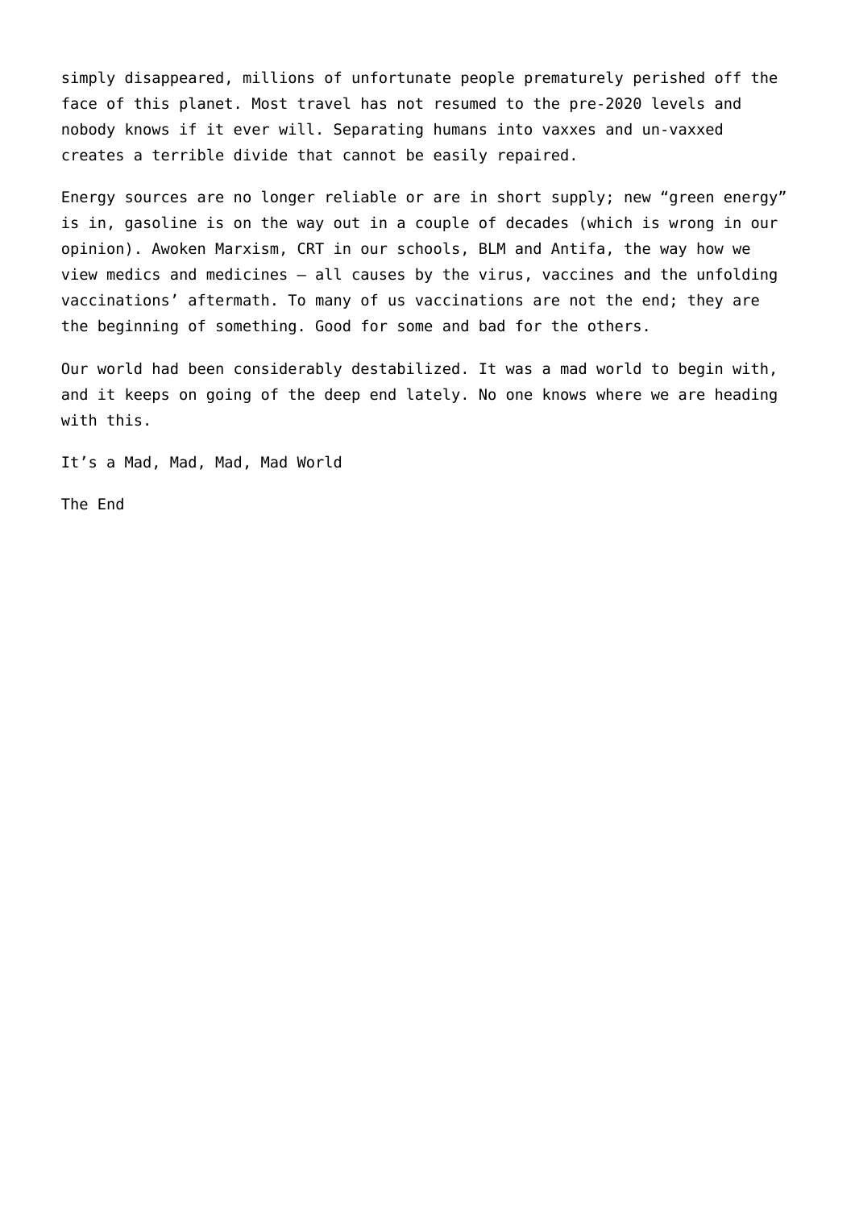simply disappeared, millions of unfortunate people prematurely perished off the face of this planet. Most travel has not resumed to the pre-2020 levels and nobody knows if it ever will. Separating humans into vaxxes and un-vaxxed creates a terrible divide that cannot be easily repaired.

Energy sources are no longer reliable or are in short supply; new “green energy” is in, gasoline is on the way out in a couple of decades (which is wrong in our opinion). Awoken Marxism, CRT in our schools, BLM and Antifa, the way how we view medics and medicines – all causes by the virus, vaccines and the unfolding vaccinations’ aftermath. To many of us vaccinations are not the end; they are the beginning of something. Good for some and bad for the others.

Our world had been considerably destabilized. It was a mad world to begin with, and it keeps on going of the deep end lately. No one knows where we are heading with this.

It’s a Mad, Mad, Mad, Mad World

The End